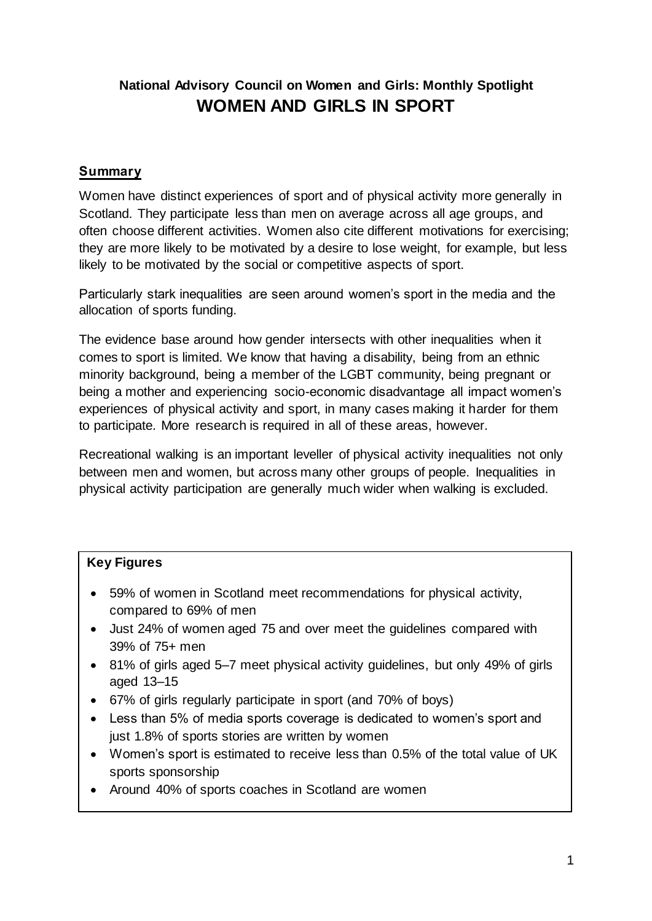**National Advisory Council on Women and Girls: Monthly Spotlight**

# WOMEN AND GIRLS IN SPORT

## Summary

Women have distinct experiences of sport and of physical activity more generally in Scotland. They participate less than men on average across all age groups, and often choose different activities. Women also cite different motivations for exercising; they are more likely to be motivated by a desire to lose weight, for example, but less likely to be motivated by the social or competitive aspects of sport.

Particularly stark inequalities are seen around women's sport in the media and the allocation of sports funding.

The evidence base around how gender intersects with other inequalities when it comes to sport is limited. We know that having a disability, being from an ethnic minority background, being a member of the LGBT community, being pregnant or being a mother and experiencing socio-economic disadvantage all impact women's experiences of physical activity and sport, in many cases making it harder for them to participate. More research is required in all of these areas, however.

Recreational walking is an important leveller of physical activity inequalities not only between men and women, but across many other groups of people. Inequalities in physical activity participation are generally much wider when walking is excluded.

**Key Figures**

- 59% of women in Scotland meet recommendations for physical activity, compared to 69% of men
- Just 24% of women aged 75 and over meet the guidelines compared with 39% of 75+ men
- 81% of girls aged 5–7 meet physical activity guidelines, but only 49% of girls aged 13–15
- 67% of girls regularly participate in sport (and 70% of boys)
- Less than 5% of media sports coverage is dedicated to women's sport and just 1.8% of sports stories are written by women
- Women's sport is estimated to receive less than 0.5% of the total value of UK sports sponsorship
- Around 40% of sports coaches in Scotland are women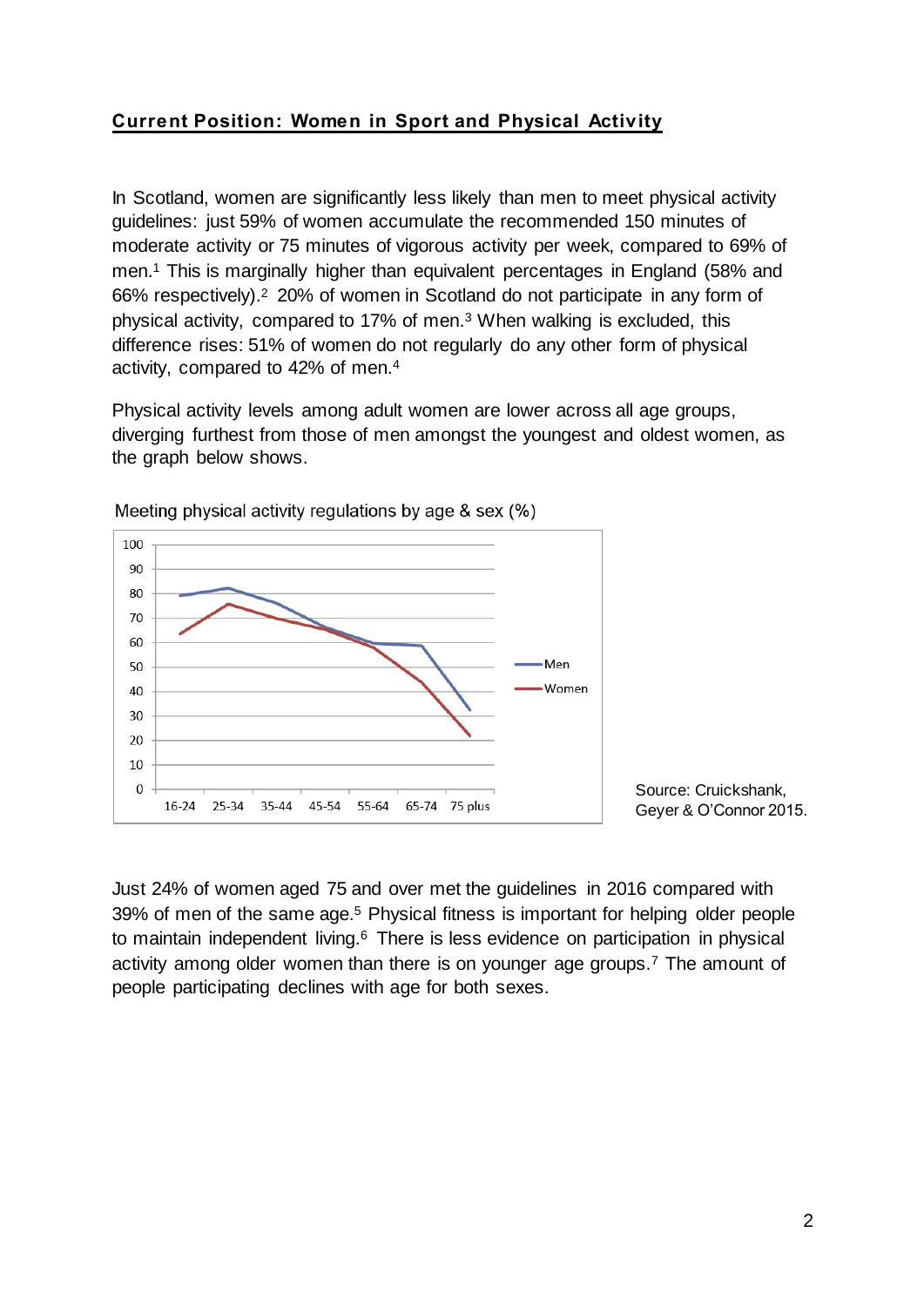## Current Position: Women in Sport and Physical Activity

In Scotland, women are significantly less likely than men to meet physical activity guidelines: just 59% of women accumulate the recommended 150 minutes of moderate activity or 75 minutes of vigorous activity per week, compared to 69% of men.[1] This is marginally higher than equivalent percentages in England (58% and 66% respectively).[2] 20% of women in Scotland do not participate in any form of physical activity, compared to 17% of men.[3] When walking is excluded, this difference rises: 51% of women do not regularly do any other form of physical activity, compared to 42% of men.[4]

Physical activity levels among adult women are lower across all age groups, diverging furthest from those of men amongst the youngest and oldest women, as the graph below shows.

Meeting physical activity regulations by age & sex (%)

Source: Cruickshank, Geyer & O'Connor 2015.

Just 24% of women aged 75 and over met the guidelines in 2016 compared with 39% of men of the same age.[5] Physical fitness is important for helping older people to maintain independent living.[6] There is less evidence on participation in physical activity among older women than there is on younger age groups.[7] The amount of people participating declines with age for both sexes.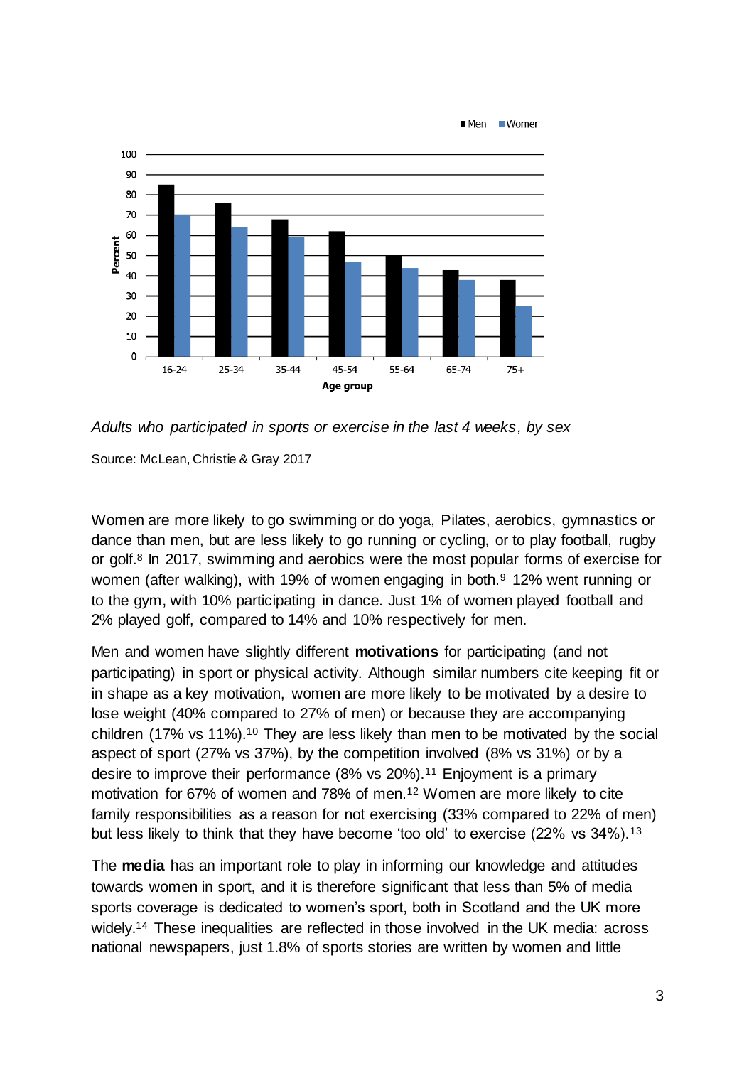*Adults who participated in sports or exercise in the last 4 weeks, by sex*

Source: McLean, Christie & Gray 2017

Women are more likely to go swimming or do yoga, Pilates, aerobics, gymnastics or dance than men, but are less likely to go running or cycling, or to play football, rugby or golf.[8] In 2017, swimming and aerobics were the most popular forms of exercise for women (after walking), with 19% of women engaging in both.[9] 12% went running or to the gym, with 10% participating in dance. Just 1% of women played football and 2% played golf, compared to 14% and 10% respectively for men.

Men and women have slightly different **motivations** for participating (and not participating) in sport or physical activity. Although similar numbers cite keeping fit or in shape as a key motivation, women are more likely to be motivated by a desire to lose weight (40% compared to 27% of men) or because they are accompanying children (17% vs 11%).[10] They are less likely than men to be motivated by the social aspect of sport (27% vs 37%), by the competition involved (8% vs 31%) or by a desire to improve their performance (8% vs 20%).[11] Enjoyment is a primary motivation for 67% of women and 78% of men.[12] Women are more likely to cite family responsibilities as a reason for not exercising (33% compared to 22% of men) but less likely to think that they have become 'too old' to exercise (22% vs 34%).[13]

The **media** has an important role to play in informing our knowledge and attitudes towards women in sport, and it is therefore significant that less than 5% of media sports coverage is dedicated to women's sport, both in Scotland and the UK more widely.[14] These inequalities are reflected in those involved in the UK media: across national newspapers, just 1.8% of sports stories are written by women and little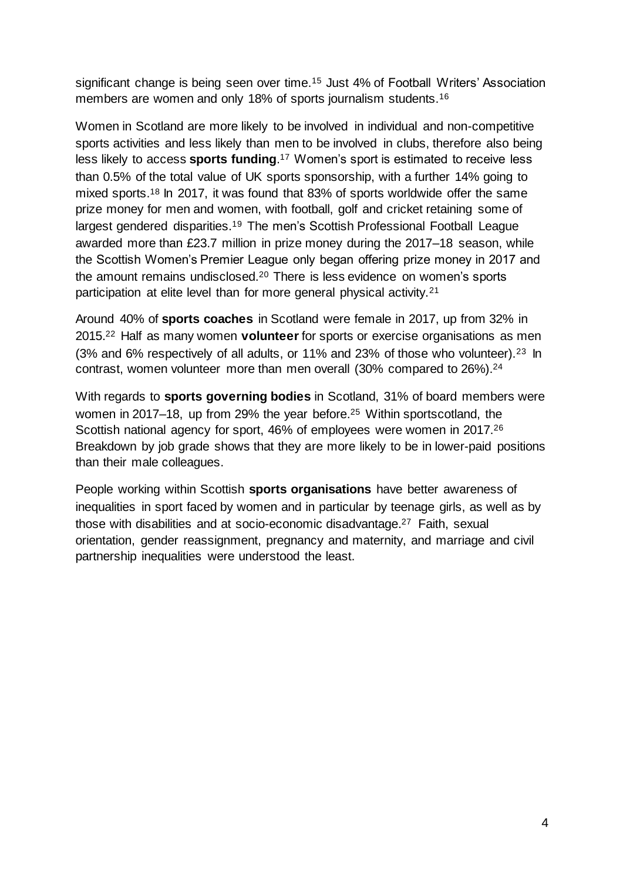significant change is being seen over time.[15] Just 4% of Football Writers' Association members are women and only 18% of sports journalism students.[16]

Women in Scotland are more likely to be involved in individual and non-competitive sports activities and less likely than men to be involved in clubs, therefore also being less likely to access **sports funding**.[17] Women's sport is estimated to receive less than 0.5% of the total value of UK sports sponsorship, with a further 14% going to mixed sports.[18] In 2017, it was found that 83% of sports worldwide offer the same prize money for men and women, with football, golf and cricket retaining some of largest gendered disparities.[19] The men's Scottish Professional Football League awarded more than £23.7 million in prize money during the 2017–18 season, while the Scottish Women's Premier League only began offering prize money in 2017 and the amount remains undisclosed.[20] There is less evidence on women's sports participation at elite level than for more general physical activity.[21]

Around 40% of **sports coaches** in Scotland were female in 2017, up from 32% in 2015.[22] Half as many women **volunteer** for sports or exercise organisations as men (3% and 6% respectively of all adults, or 11% and 23% of those who volunteer).[23] In contrast, women volunteer more than men overall (30% compared to 26%).[24]

With regards to **sports governing bodies** in Scotland, 31% of board members were women in 2017–18, up from 29% the year before.[25] Within sportscotland, the Scottish national agency for sport, 46% of employees were women in 2017.[26] Breakdown by job grade shows that they are more likely to be in lower-paid positions than their male colleagues.

People working within Scottish **sports organisations** have better awareness of inequalities in sport faced by women and in particular by teenage girls, as well as by those with disabilities and at socio-economic disadvantage.[27] Faith, sexual orientation, gender reassignment, pregnancy and maternity, and marriage and civil partnership inequalities were understood the least.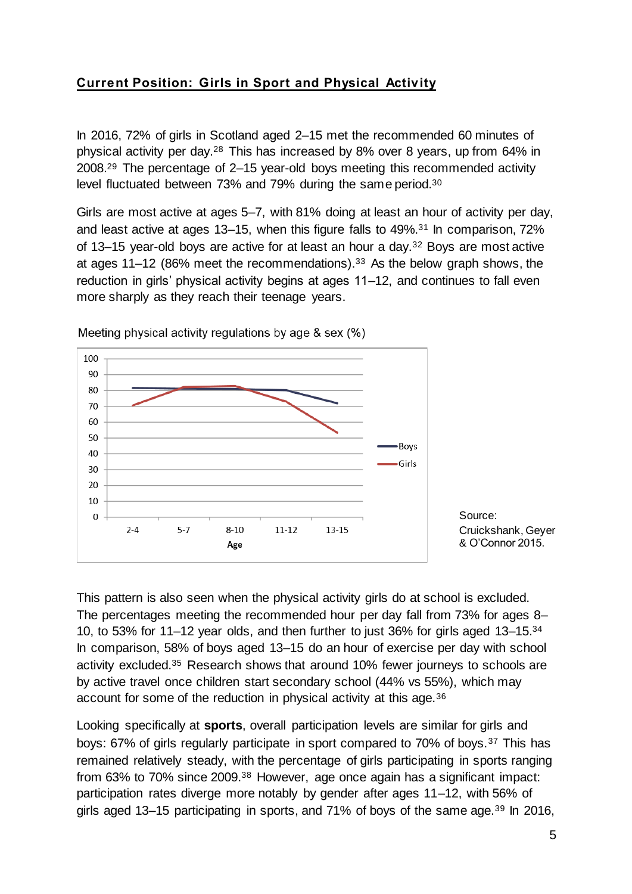## Current Position: Girls in Sport and Physical Activity

In 2016, 72% of girls in Scotland aged 2–15 met the recommended 60 minutes of physical activity per day.[28] This has increased by 8% over 8 years, up from 64% in 2008.[29] The percentage of 2–15 year-old boys meeting this recommended activity level fluctuated between 73% and 79% during the same period.[30]

Girls are most active at ages 5–7, with 81% doing at least an hour of activity per day, and least active at ages 13–15, when this figure falls to 49%.[31] In comparison, 72% of 13–15 year-old boys are active for at least an hour a day.[32] Boys are most active at ages 11–12 (86% meet the recommendations).[33] As the below graph shows, the reduction in girls' physical activity begins at ages 11–12, and continues to fall even more sharply as they reach their teenage years.

Meeting physical activity regulations by age & sex (%)

Source: Cruickshank, Geyer & O'Connor 2015.

This pattern is also seen when the physical activity girls do at school is excluded. The percentages meeting the recommended hour per day fall from 73% for ages 8–10, to 53% for 11–12 year olds, and then further to just 36% for girls aged 13–15.[34] In comparison, 58% of boys aged 13–15 do an hour of exercise per day with school activity excluded.[35] Research shows that around 10% fewer journeys to schools are by active travel once children start secondary school (44% vs 55%), which may account for some of the reduction in physical activity at this age.[36]

Looking specifically at **sports**, overall participation levels are similar for girls and boys: 67% of girls regularly participate in sport compared to 70% of boys.[37] This has remained relatively steady, with the percentage of girls participating in sports ranging from 63% to 70% since 2009.[38] However, age once again has a significant impact: participation rates diverge more notably by gender after ages 11–12, with 56% of girls aged 13–15 participating in sports, and 71% of boys of the same age.[39] In 2016,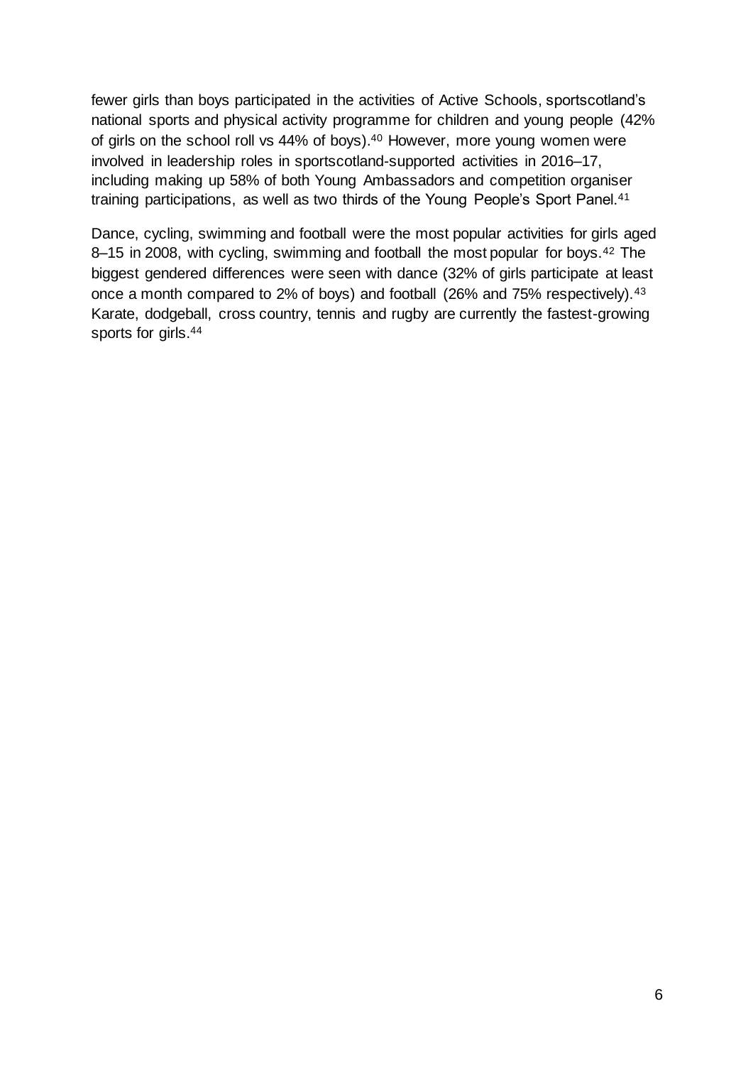fewer girls than boys participated in the activities of Active Schools, sportscotland's national sports and physical activity programme for children and young people (42% of girls on the school roll vs 44% of boys).[40] However, more young women were involved in leadership roles in sportscotland-supported activities in 2016–17, including making up 58% of both Young Ambassadors and competition organiser training participations, as well as two thirds of the Young People's Sport Panel.[41]

Dance, cycling, swimming and football were the most popular activities for girls aged 8–15 in 2008, with cycling, swimming and football the most popular for boys.[42] The biggest gendered differences were seen with dance (32% of girls participate at least once a month compared to 2% of boys) and football (26% and 75% respectively).[43] Karate, dodgeball, cross country, tennis and rugby are currently the fastest-growing sports for girls.[44]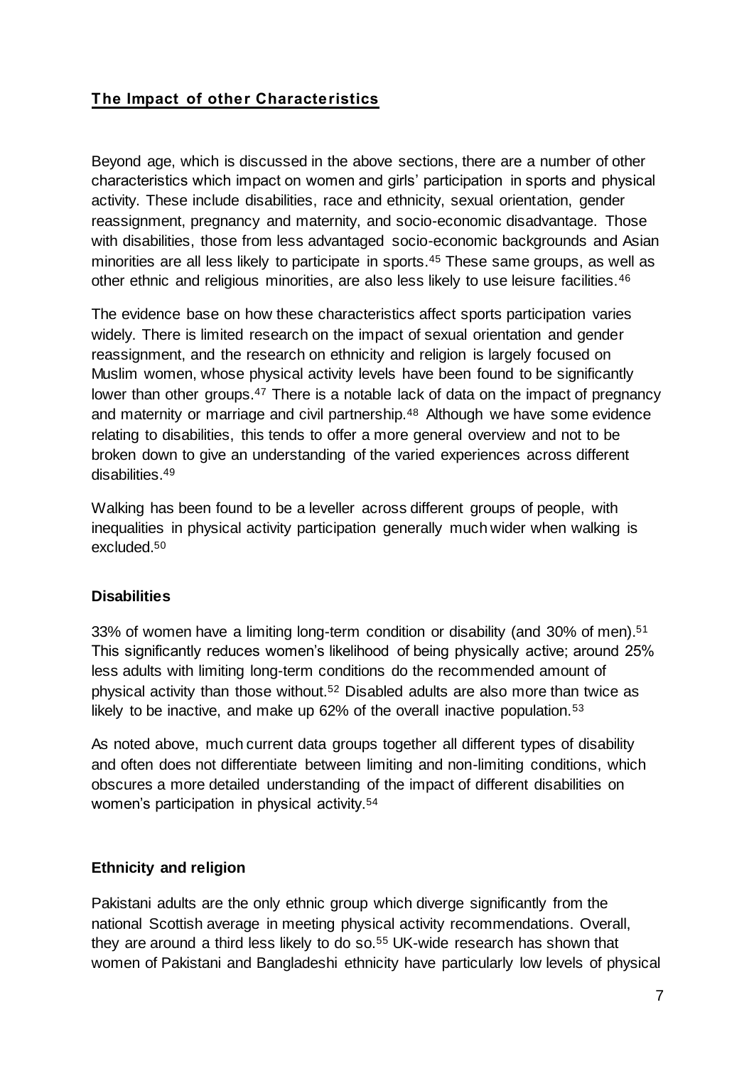## The Impact of other Characteristics

Beyond age, which is discussed in the above sections, there are a number of other characteristics which impact on women and girls' participation in sports and physical activity. These include disabilities, race and ethnicity, sexual orientation, gender reassignment, pregnancy and maternity, and socio-economic disadvantage. Those with disabilities, those from less advantaged socio-economic backgrounds and Asian minorities are all less likely to participate in sports.[45] These same groups, as well as other ethnic and religious minorities, are also less likely to use leisure facilities.[46]

The evidence base on how these characteristics affect sports participation varies widely. There is limited research on the impact of sexual orientation and gender reassignment, and the research on ethnicity and religion is largely focused on Muslim women, whose physical activity levels have been found to be significantly lower than other groups.[47] There is a notable lack of data on the impact of pregnancy and maternity or marriage and civil partnership.[48] Although we have some evidence relating to disabilities, this tends to offer a more general overview and not to be broken down to give an understanding of the varied experiences across different disabilities.[49]

Walking has been found to be a leveller across different groups of people, with inequalities in physical activity participation generally much wider when walking is excluded.[50]

### Disabilities

33% of women have a limiting long-term condition or disability (and 30% of men).[51] This significantly reduces women's likelihood of being physically active; around 25% less adults with limiting long-term conditions do the recommended amount of physical activity than those without.[52] Disabled adults are also more than twice as likely to be inactive, and make up 62% of the overall inactive population.[53]

As noted above, much current data groups together all different types of disability and often does not differentiate between limiting and non-limiting conditions, which obscures a more detailed understanding of the impact of different disabilities on women's participation in physical activity.[54]

### Ethnicity and religion

Pakistani adults are the only ethnic group which diverge significantly from the national Scottish average in meeting physical activity recommendations. Overall, they are around a third less likely to do so.[55] UK-wide research has shown that women of Pakistani and Bangladeshi ethnicity have particularly low levels of physical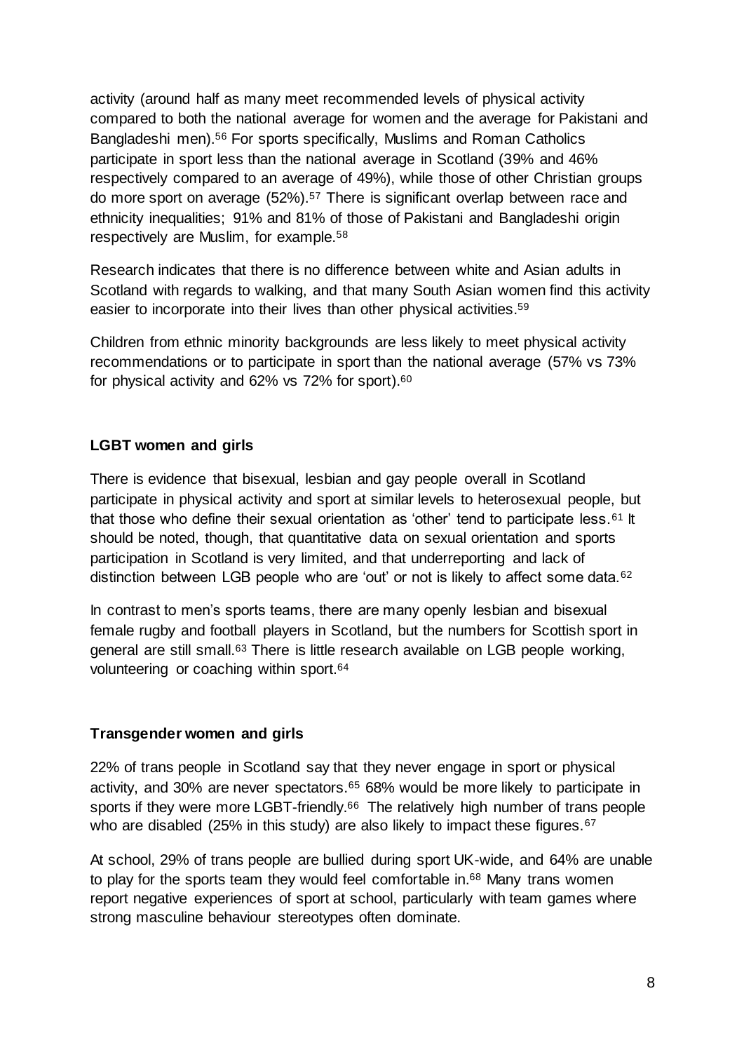activity (around half as many meet recommended levels of physical activity compared to both the national average for women and the average for Pakistani and Bangladeshi men).[56] For sports specifically, Muslims and Roman Catholics participate in sport less than the national average in Scotland (39% and 46% respectively compared to an average of 49%), while those of other Christian groups do more sport on average (52%).[57] There is significant overlap between race and ethnicity inequalities; 91% and 81% of those of Pakistani and Bangladeshi origin respectively are Muslim, for example.[58]

Research indicates that there is no difference between white and Asian adults in Scotland with regards to walking, and that many South Asian women find this activity easier to incorporate into their lives than other physical activities.[59]

Children from ethnic minority backgrounds are less likely to meet physical activity recommendations or to participate in sport than the national average (57% vs 73% for physical activity and 62% vs 72% for sport).[60]

**LGBT women and girls**

There is evidence that bisexual, lesbian and gay people overall in Scotland participate in physical activity and sport at similar levels to heterosexual people, but that those who define their sexual orientation as 'other' tend to participate less.[61] It should be noted, though, that quantitative data on sexual orientation and sports participation in Scotland is very limited, and that underreporting and lack of distinction between LGB people who are 'out' or not is likely to affect some data.[62]

In contrast to men's sports teams, there are many openly lesbian and bisexual female rugby and football players in Scotland, but the numbers for Scottish sport in general are still small.[63] There is little research available on LGB people working, volunteering or coaching within sport.[64]

**Transgender women and girls**

22% of trans people in Scotland say that they never engage in sport or physical activity, and 30% are never spectators.[65] 68% would be more likely to participate in sports if they were more LGBT-friendly.[66] The relatively high number of trans people who are disabled (25% in this study) are also likely to impact these figures.[67]

At school, 29% of trans people are bullied during sport UK-wide, and 64% are unable to play for the sports team they would feel comfortable in.[68] Many trans women report negative experiences of sport at school, particularly with team games where strong masculine behaviour stereotypes often dominate.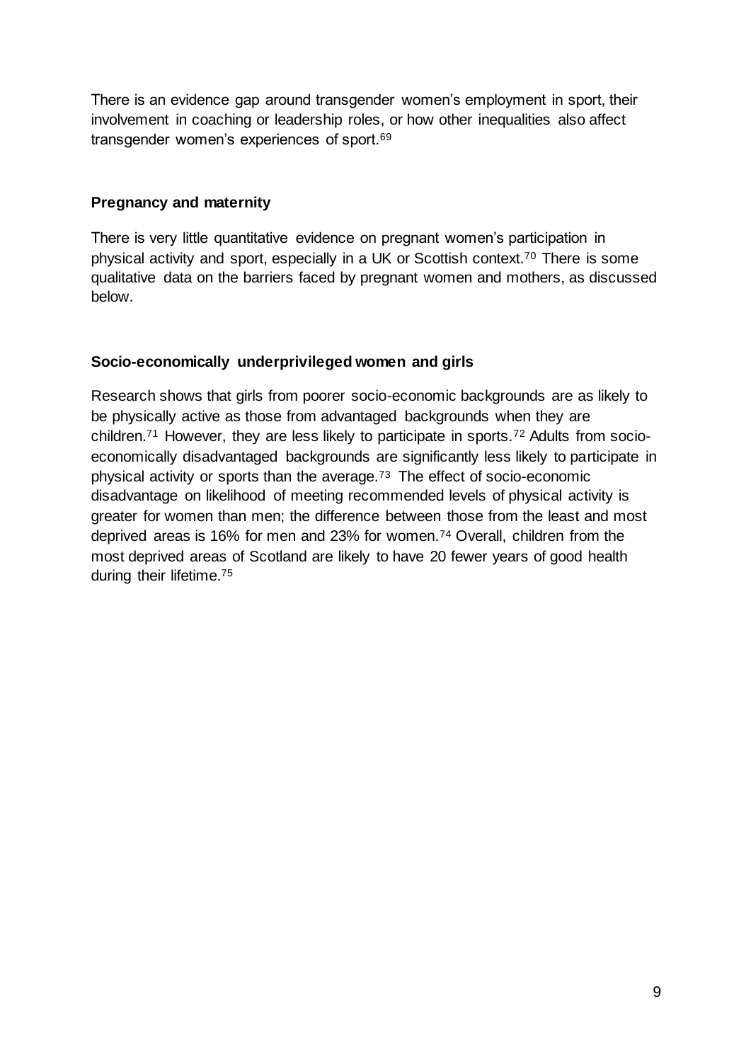There is an evidence gap around transgender women's employment in sport, their involvement in coaching or leadership roles, or how other inequalities also affect transgender women's experiences of sport.[69]

**Pregnancy and maternity**

There is very little quantitative evidence on pregnant women's participation in physical activity and sport, especially in a UK or Scottish context.[70] There is some qualitative data on the barriers faced by pregnant women and mothers, as discussed below.

**Socio-economically underprivileged women and girls**

Research shows that girls from poorer socio-economic backgrounds are as likely to be physically active as those from advantaged backgrounds when they are children.[71] However, they are less likely to participate in sports.[72] Adults from socio-economically disadvantaged backgrounds are significantly less likely to participate in physical activity or sports than the average.[73] The effect of socio-economic disadvantage on likelihood of meeting recommended levels of physical activity is greater for women than men; the difference between those from the least and most deprived areas is 16% for men and 23% for women.[74] Overall, children from the most deprived areas of Scotland are likely to have 20 fewer years of good health during their lifetime.[75]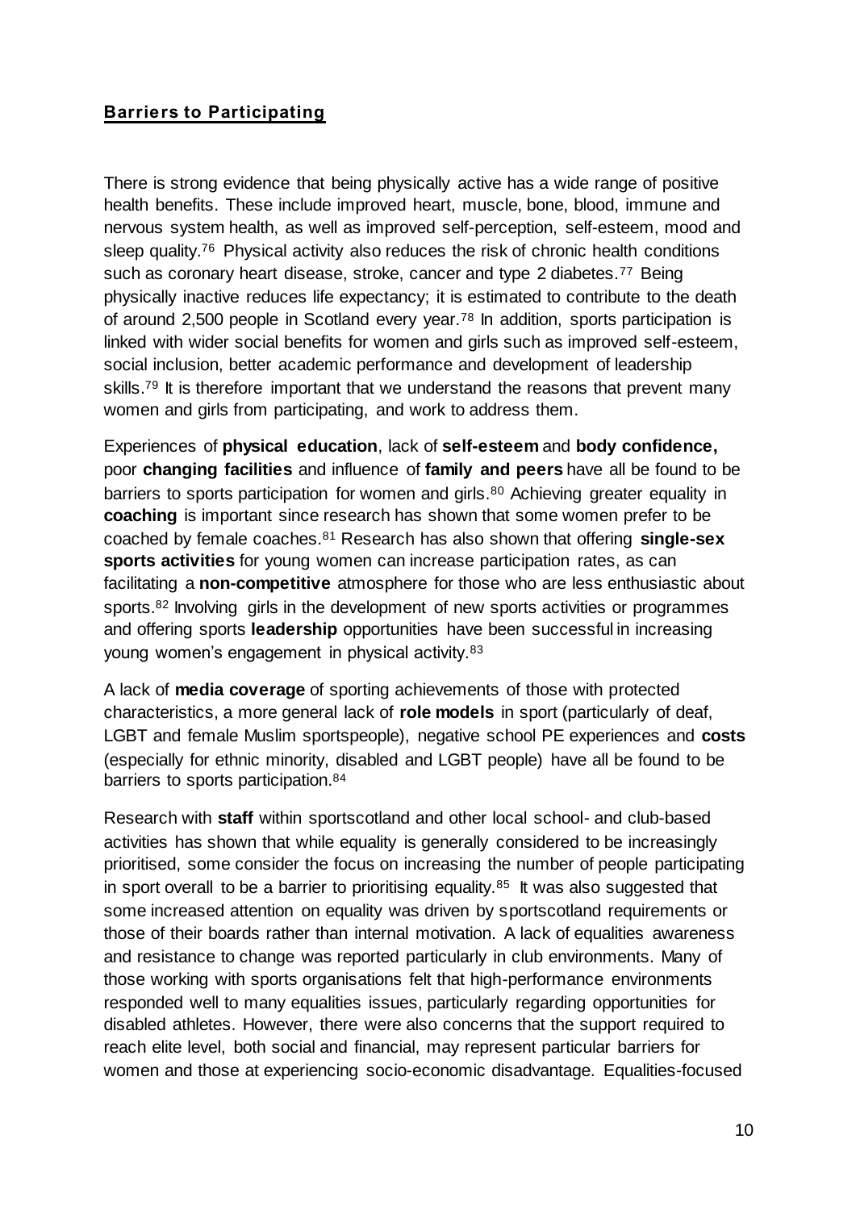## **Barriers to Participating**

There is strong evidence that being physically active has a wide range of positive health benefits. These include improved heart, muscle, bone, blood, immune and nervous system health, as well as improved self-perception, self-esteem, mood and sleep quality.[76] Physical activity also reduces the risk of chronic health conditions such as coronary heart disease, stroke, cancer and type 2 diabetes.[77] Being physically inactive reduces life expectancy; it is estimated to contribute to the death of around 2,500 people in Scotland every year.[78] In addition, sports participation is linked with wider social benefits for women and girls such as improved self-esteem, social inclusion, better academic performance and development of leadership skills.[79] It is therefore important that we understand the reasons that prevent many women and girls from participating, and work to address them.

Experiences of **physical education**, lack of **self-esteem** and **body confidence,** poor **changing facilities** and influence of **family and peers** have all be found to be barriers to sports participation for women and girls.[80] Achieving greater equality in **coaching** is important since research has shown that some women prefer to be coached by female coaches.[81] Research has also shown that offering **single-sex sports activities** for young women can increase participation rates, as can facilitating a **non-competitive** atmosphere for those who are less enthusiastic about sports.[82] Involving girls in the development of new sports activities or programmes and offering sports **leadership** opportunities have been successful in increasing young women's engagement in physical activity.[83]

A lack of **media coverage** of sporting achievements of those with protected characteristics, a more general lack of **role models** in sport (particularly of deaf, LGBT and female Muslim sportspeople), negative school PE experiences and **costs** (especially for ethnic minority, disabled and LGBT people) have all be found to be barriers to sports participation.[84]

Research with **staff** within sportscotland and other local school- and club-based activities has shown that while equality is generally considered to be increasingly prioritised, some consider the focus on increasing the number of people participating in sport overall to be a barrier to prioritising equality.[85] It was also suggested that some increased attention on equality was driven by sportscotland requirements or those of their boards rather than internal motivation. A lack of equalities awareness and resistance to change was reported particularly in club environments. Many of those working with sports organisations felt that high-performance environments responded well to many equalities issues, particularly regarding opportunities for disabled athletes. However, there were also concerns that the support required to reach elite level, both social and financial, may represent particular barriers for women and those at experiencing socio-economic disadvantage. Equalities-focused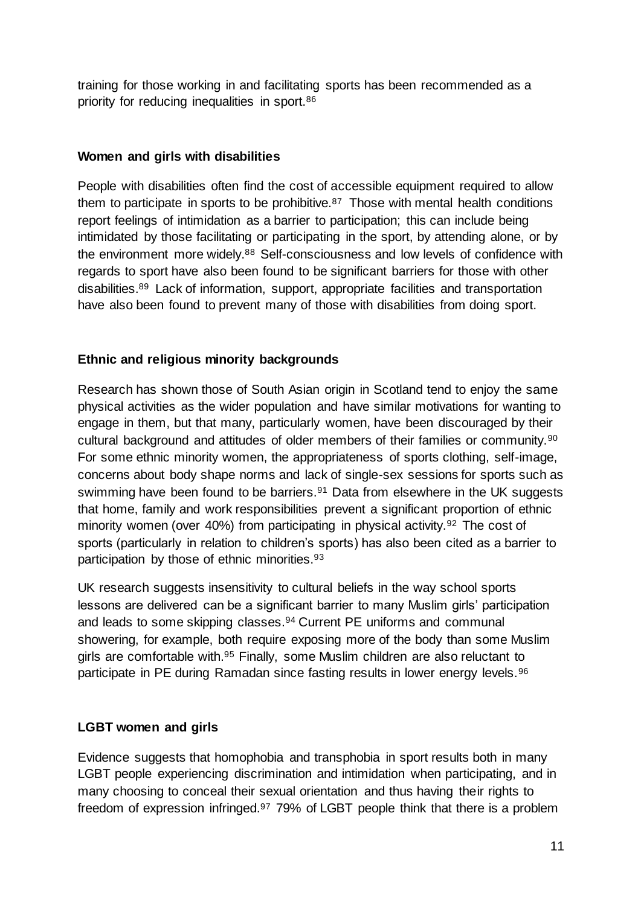training for those working in and facilitating sports has been recommended as a priority for reducing inequalities in sport.[86]

**Women and girls with disabilities**

People with disabilities often find the cost of accessible equipment required to allow them to participate in sports to be prohibitive.[87] Those with mental health conditions report feelings of intimidation as a barrier to participation; this can include being intimidated by those facilitating or participating in the sport, by attending alone, or by the environment more widely.[88] Self-consciousness and low levels of confidence with regards to sport have also been found to be significant barriers for those with other disabilities.[89] Lack of information, support, appropriate facilities and transportation have also been found to prevent many of those with disabilities from doing sport.

**Ethnic and religious minority backgrounds**

Research has shown those of South Asian origin in Scotland tend to enjoy the same physical activities as the wider population and have similar motivations for wanting to engage in them, but that many, particularly women, have been discouraged by their cultural background and attitudes of older members of their families or community.[90] For some ethnic minority women, the appropriateness of sports clothing, self-image, concerns about body shape norms and lack of single-sex sessions for sports such as swimming have been found to be barriers.[91] Data from elsewhere in the UK suggests that home, family and work responsibilities prevent a significant proportion of ethnic minority women (over 40%) from participating in physical activity.[92] The cost of sports (particularly in relation to children's sports) has also been cited as a barrier to participation by those of ethnic minorities.[93]

UK research suggests insensitivity to cultural beliefs in the way school sports lessons are delivered can be a significant barrier to many Muslim girls' participation and leads to some skipping classes.[94] Current PE uniforms and communal showering, for example, both require exposing more of the body than some Muslim girls are comfortable with.[95] Finally, some Muslim children are also reluctant to participate in PE during Ramadan since fasting results in lower energy levels.[96]

**LGBT women and girls**

Evidence suggests that homophobia and transphobia in sport results both in many LGBT people experiencing discrimination and intimidation when participating, and in many choosing to conceal their sexual orientation and thus having their rights to freedom of expression infringed.[97] 79% of LGBT people think that there is a problem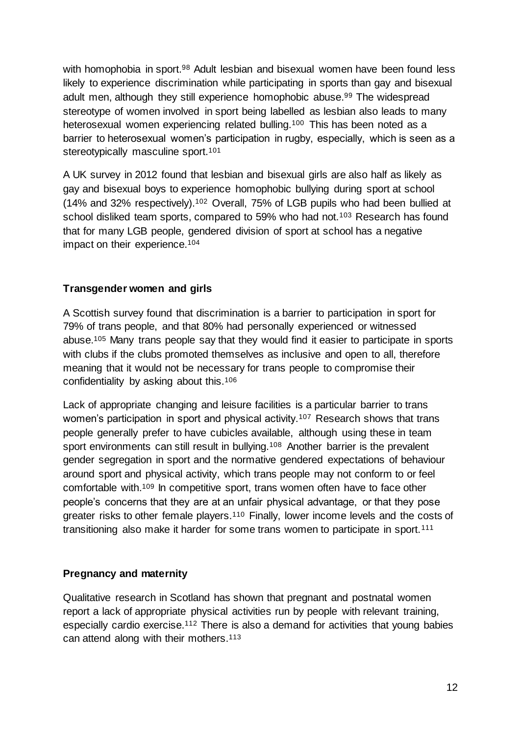with homophobia in sport.[98] Adult lesbian and bisexual women have been found less likely to experience discrimination while participating in sports than gay and bisexual adult men, although they still experience homophobic abuse.[99] The widespread stereotype of women involved in sport being labelled as lesbian also leads to many heterosexual women experiencing related bulling.[100] This has been noted as a barrier to heterosexual women's participation in rugby, especially, which is seen as a stereotypically masculine sport.[101]

A UK survey in 2012 found that lesbian and bisexual girls are also half as likely as gay and bisexual boys to experience homophobic bullying during sport at school (14% and 32% respectively).[102] Overall, 75% of LGB pupils who had been bullied at school disliked team sports, compared to 59% who had not.[103] Research has found that for many LGB people, gendered division of sport at school has a negative impact on their experience.[104]

**Transgender women and girls**

A Scottish survey found that discrimination is a barrier to participation in sport for 79% of trans people, and that 80% had personally experienced or witnessed abuse.[105] Many trans people say that they would find it easier to participate in sports with clubs if the clubs promoted themselves as inclusive and open to all, therefore meaning that it would not be necessary for trans people to compromise their confidentiality by asking about this.[106]

Lack of appropriate changing and leisure facilities is a particular barrier to trans women's participation in sport and physical activity.[107] Research shows that trans people generally prefer to have cubicles available, although using these in team sport environments can still result in bullying.[108] Another barrier is the prevalent gender segregation in sport and the normative gendered expectations of behaviour around sport and physical activity, which trans people may not conform to or feel comfortable with.[109] In competitive sport, trans women often have to face other people's concerns that they are at an unfair physical advantage, or that they pose greater risks to other female players.[110] Finally, lower income levels and the costs of transitioning also make it harder for some trans women to participate in sport.[111]

**Pregnancy and maternity**

Qualitative research in Scotland has shown that pregnant and postnatal women report a lack of appropriate physical activities run by people with relevant training, especially cardio exercise.[112] There is also a demand for activities that young babies can attend along with their mothers.[113]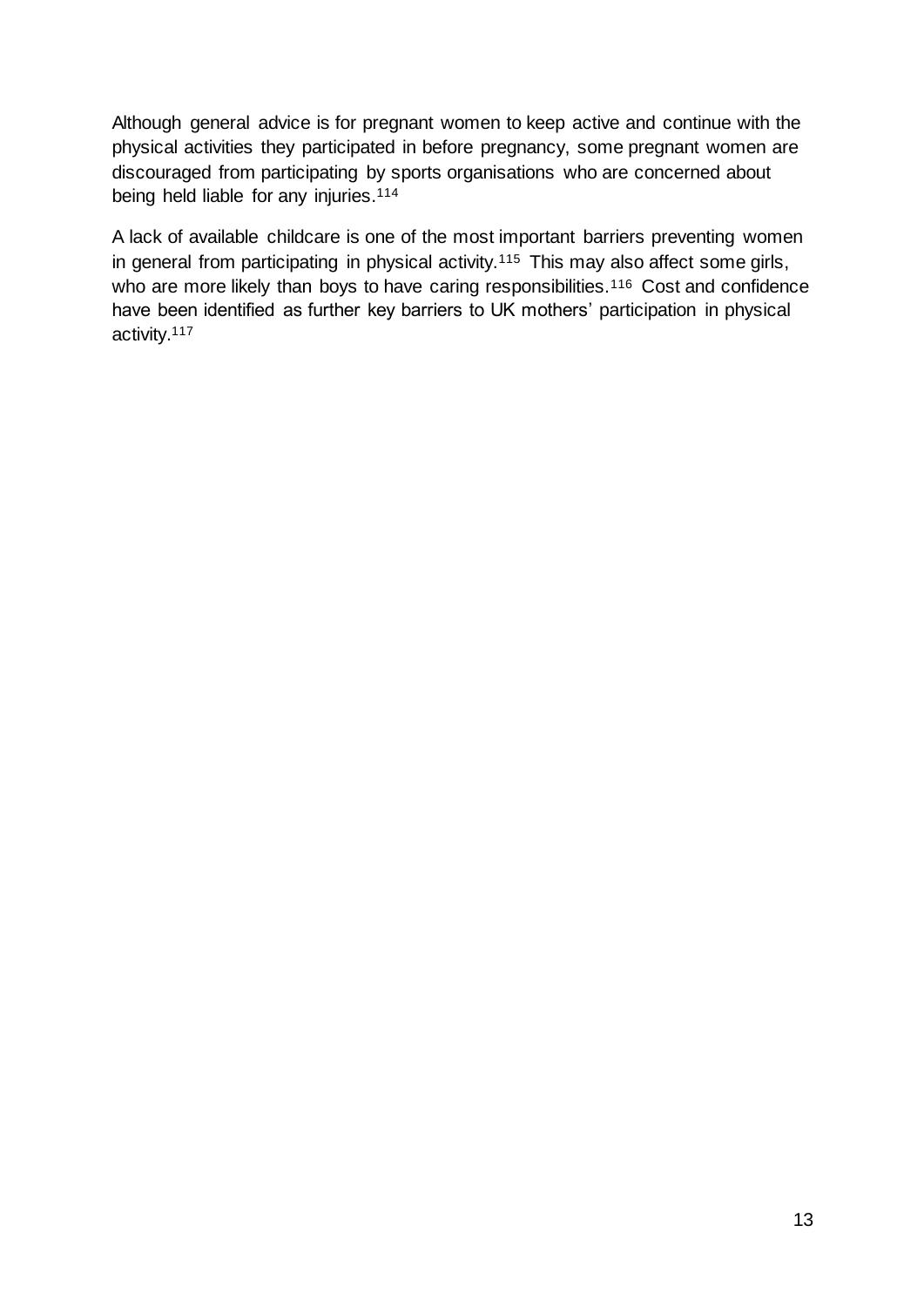Although general advice is for pregnant women to keep active and continue with the physical activities they participated in before pregnancy, some pregnant women are discouraged from participating by sports organisations who are concerned about being held liable for any injuries.[114]

A lack of available childcare is one of the most important barriers preventing women in general from participating in physical activity.[115] This may also affect some girls, who are more likely than boys to have caring responsibilities.[116] Cost and confidence have been identified as further key barriers to UK mothers' participation in physical activity.[117]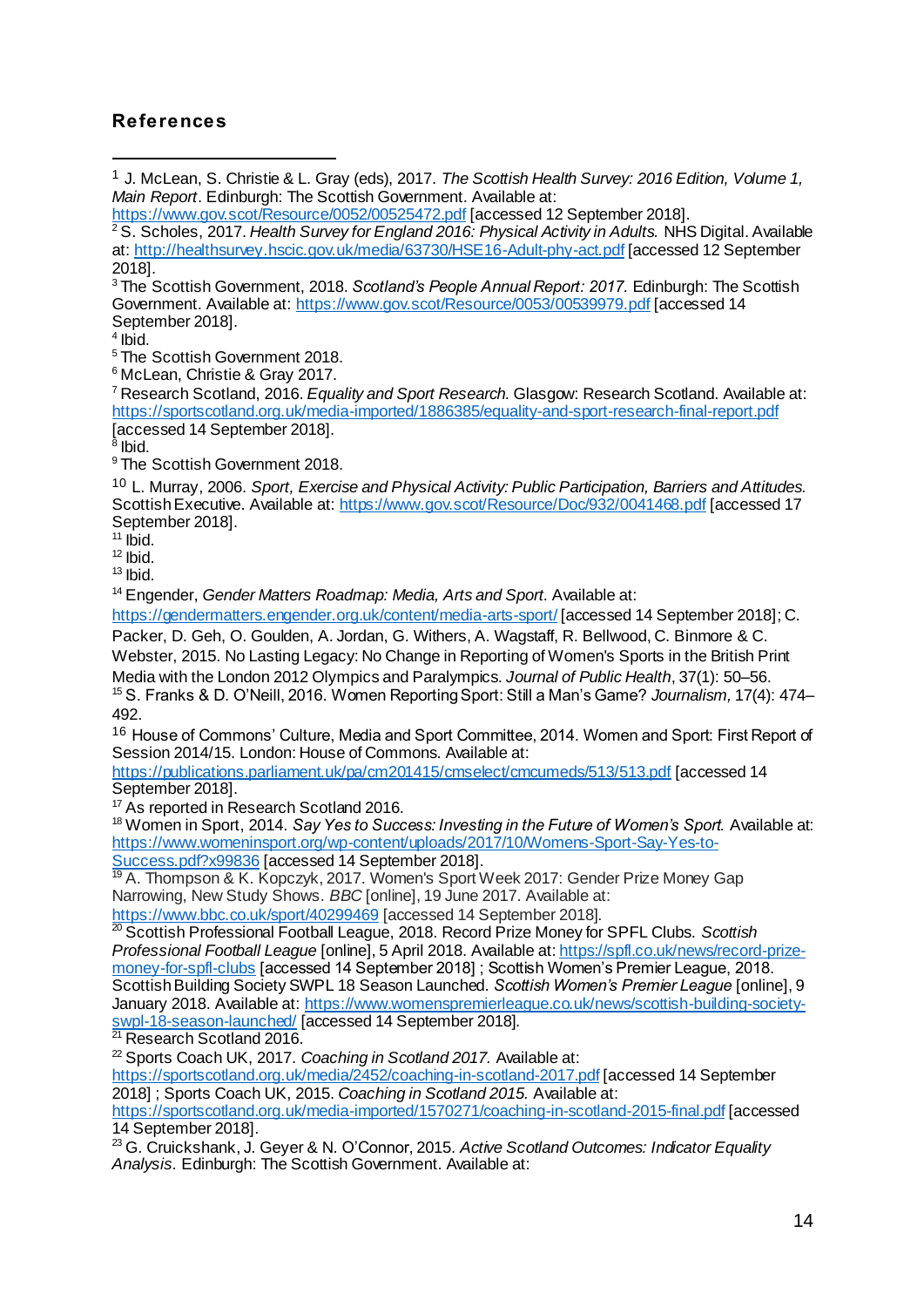## References

[1] J. McLean, S. Christie & L. Gray (eds), 2017. *The Scottish Health Survey: 2016 Edition, Volume 1, Main Report*. Edinburgh: The Scottish Government. Available at: https://www.gov.scot/Resource/0052/00525472.pdf [accessed 12 September 2018].

[2] S. Scholes, 2017. *Health Survey for England 2016: Physical Activity in Adults.* NHS Digital. Available at: http://healthsurvey.hscic.gov.uk/media/63730/HSE16-Adult-phy-act.pdf [accessed 12 September 2018].

[3] The Scottish Government, 2018. *Scotland's People Annual Report: 2017.* Edinburgh: The Scottish Government. Available at: https://www.gov.scot/Resource/0053/00539979.pdf [accessed 14 September 2018].

[4] Ibid.

[5] The Scottish Government 2018.

[6] McLean, Christie & Gray 2017.

[7] Research Scotland, 2016. *Equality and Sport Research.* Glasgow: Research Scotland. Available at: https://sportscotland.org.uk/media-imported/1886385/equality-and-sport-research-final-report.pdf [accessed 14 September 2018].

[8] Ibid.

[9] The Scottish Government 2018.

[10] L. Murray, 2006. *Sport, Exercise and Physical Activity: Public Participation, Barriers and Attitudes.* Scottish Executive. Available at: https://www.gov.scot/Resource/Doc/932/0041468.pdf [accessed 17 September 2018].

[11] Ibid.

[12] Ibid.

[13] Ibid.

[14] Engender, *Gender Matters Roadmap: Media, Arts and Sport.* Available at: https://gendermatters.engender.org.uk/content/media-arts-sport/ [accessed 14 September 2018]; C. Packer, D. Geh, O. Goulden, A. Jordan, G. Withers, A. Wagstaff, R. Bellwood, C. Binmore & C. Webster, 2015. No Lasting Legacy: No Change in Reporting of Women's Sports in the British Print Media with the London 2012 Olympics and Paralympics. *Journal of Public Health*, 37(1): 50–56.

[15] S. Franks & D. O'Neill, 2016. Women Reporting Sport: Still a Man's Game? *Journalism,* 17(4): 474–492.

[16] House of Commons' Culture, Media and Sport Committee, 2014. Women and Sport: First Report of Session 2014/15. London: House of Commons. Available at: https://publications.parliament.uk/pa/cm201415/cmselect/cmcumeds/513/513.pdf [accessed 14 September 2018].

[17] As reported in Research Scotland 2016.

[18] Women in Sport, 2014. *Say Yes to Success: Investing in the Future of Women's Sport.* Available at: https://www.womeninsport.org/wp-content/uploads/2017/10/Womens-Sport-Say-Yes-to-Success.pdf?x99836 [accessed 14 September 2018].

[19] A. Thompson & K. Kopczyk, 2017. Women's Sport Week 2017: Gender Prize Money Gap Narrowing, New Study Shows. *BBC* [online], 19 June 2017. Available at: https://www.bbc.co.uk/sport/40299469 [accessed 14 September 2018].

[20] Scottish Professional Football League, 2018. Record Prize Money for SPFL Clubs. *Scottish Professional Football League* [online], 5 April 2018. Available at: https://spfl.co.uk/news/record-prize-money-for-spfl-clubs [accessed 14 September 2018] ; Scottish Women's Premier League, 2018. Scottish Building Society SWPL 18 Season Launched. *Scottish Women's Premier League* [online], 9 January 2018. Available at: https://www.womenspremierleague.co.uk/news/scottish-building-society-swpl-18-season-launched/ [accessed 14 September 2018].

[21] Research Scotland 2016.

[22] Sports Coach UK, 2017. *Coaching in Scotland 2017.* Available at: https://sportscotland.org.uk/media/2452/coaching-in-scotland-2017.pdf [accessed 14 September 2018] ; Sports Coach UK, 2015. *Coaching in Scotland 2015.* Available at: https://sportscotland.org.uk/media-imported/1570271/coaching-in-scotland-2015-final.pdf [accessed 14 September 2018].

[23] G. Cruickshank, J. Geyer & N. O'Connor, 2015. *Active Scotland Outcomes: Indicator Equality Analysis.* Edinburgh: The Scottish Government. Available at: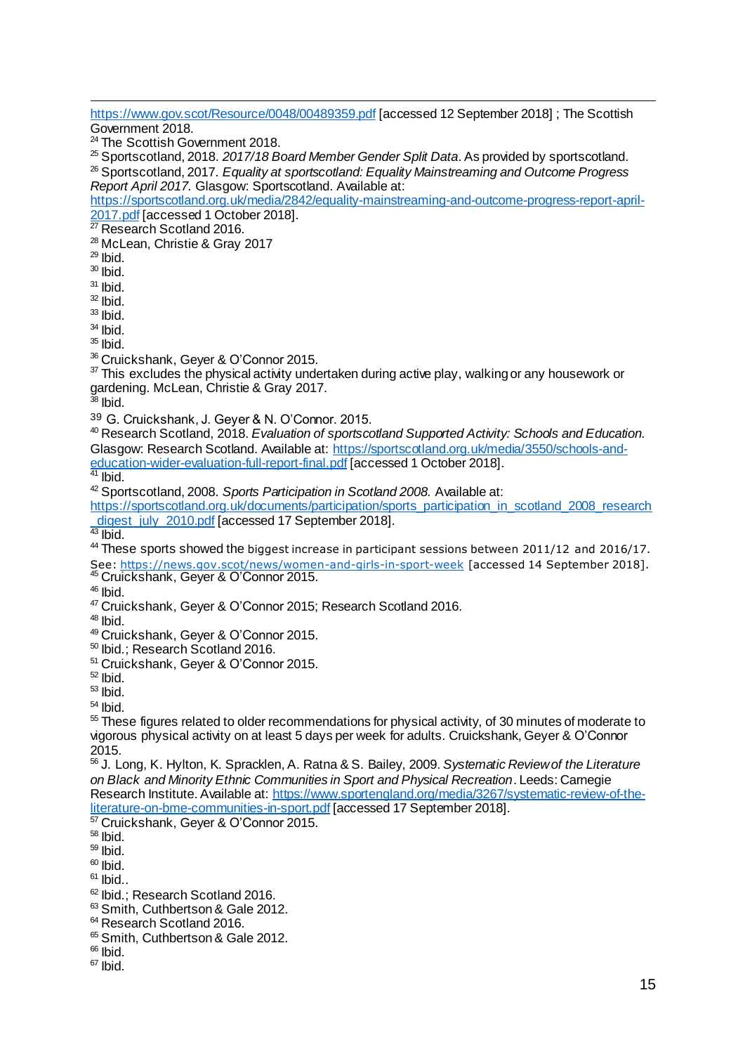https://www.gov.scot/Resource/0048/00489359.pdf [accessed 12 September 2018] ; The Scottish Government 2018.

[24] The Scottish Government 2018.

[25] Sportscotland, 2018. *2017/18 Board Member Gender Split Data*. As provided by sportscotland.

[26] Sportscotland, 2017. *Equality at sportscotland: Equality Mainstreaming and Outcome Progress Report April 2017.* Glasgow: Sportscotland. Available at: https://sportscotland.org.uk/media/2842/equality-mainstreaming-and-outcome-progress-report-april-2017.pdf [accessed 1 October 2018].

[27] Research Scotland 2016.

[28] McLean, Christie & Gray 2017

[29] Ibid.

[30] Ibid.

[31] Ibid.

[32] Ibid.

[33] Ibid.

[34] Ibid.

[35] Ibid.

[36] Cruickshank, Geyer & O'Connor 2015.

[37] This excludes the physical activity undertaken during active play, walking or any housework or gardening. McLean, Christie & Gray 2017.

[38] Ibid.

[39] G. Cruickshank, J. Geyer & N. O'Connor. 2015.

[40] Research Scotland, 2018. *Evaluation of sportscotland Supported Activity: Schools and Education.* Glasgow: Research Scotland. Available at: https://sportscotland.org.uk/media/3550/schools-and-education-wider-evaluation-full-report-final.pdf [accessed 1 October 2018].

[41] Ibid.

[42] Sportscotland, 2008. *Sports Participation in Scotland 2008.* Available at: https://sportscotland.org.uk/documents/participation/sports_participation_in_scotland_2008_research_digest_july_2010.pdf [accessed 17 September 2018].

[43] Ibid.

[44] These sports showed the biggest increase in participant sessions between 2011/12 and 2016/17. See: https://news.gov.scot/news/women-and-girls-in-sport-week [accessed 14 September 2018].

[45] Cruickshank, Geyer & O'Connor 2015.

[46] Ibid.

[47] Cruickshank, Geyer & O'Connor 2015; Research Scotland 2016.

[48] Ibid.

[49] Cruickshank, Geyer & O'Connor 2015.

[50] Ibid.; Research Scotland 2016.

[51] Cruickshank, Geyer & O'Connor 2015.

[52] Ibid.

[53] Ibid.

[54] Ibid.

[55] These figures related to older recommendations for physical activity, of 30 minutes of moderate to vigorous physical activity on at least 5 days per week for adults. Cruickshank, Geyer & O'Connor 2015.

[56] J. Long, K. Hylton, K. Spracklen, A. Ratna & S. Bailey, 2009. *Systematic Review of the Literature on Black and Minority Ethnic Communities in Sport and Physical Recreation*. Leeds: Carnegie Research Institute. Available at: https://www.sportengland.org/media/3267/systematic-review-of-the-literature-on-bme-communities-in-sport.pdf [accessed 17 September 2018].

[57] Cruickshank, Geyer & O'Connor 2015.

[58] Ibid.

[59] Ibid.

[60] Ibid.

[61] Ibid..

[62] Ibid.; Research Scotland 2016.

[63] Smith, Cuthbertson & Gale 2012.

[64] Research Scotland 2016.

[65] Smith, Cuthbertson & Gale 2012.

[66] Ibid.

[67] Ibid.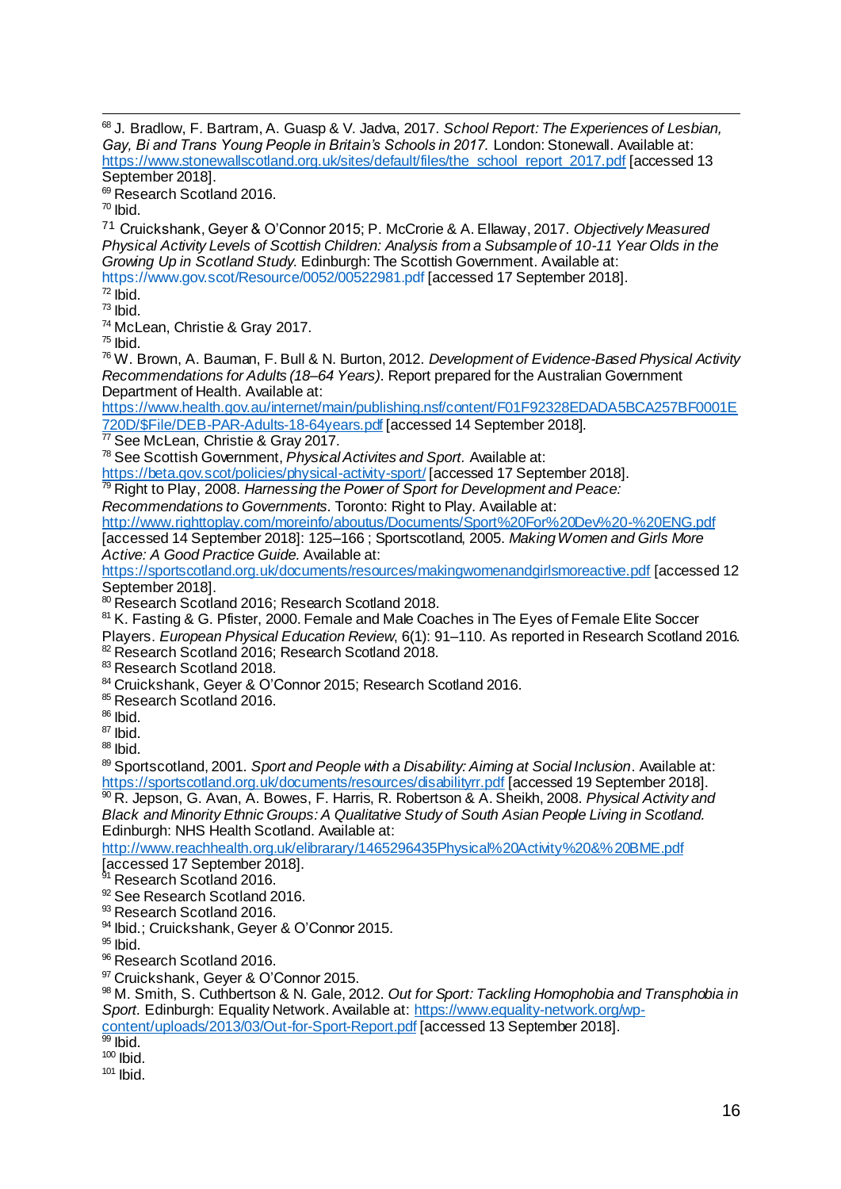[68] J. Bradlow, F. Bartram, A. Guasp & V. Jadva, 2017. *School Report: The Experiences of Lesbian, Gay, Bi and Trans Young People in Britain's Schools in 2017.* London: Stonewall. Available at: https://www.stonewallscotland.org.uk/sites/default/files/the_school_report_2017.pdf [accessed 13 September 2018].

[69] Research Scotland 2016.

[70] Ibid.

[71] Cruickshank, Geyer & O'Connor 2015; P. McCrorie & A. Ellaway, 2017. *Objectively Measured Physical Activity Levels of Scottish Children: Analysis from a Subsample of 10-11 Year Olds in the Growing Up in Scotland Study.* Edinburgh: The Scottish Government. Available at: https://www.gov.scot/Resource/0052/00522981.pdf [accessed 17 September 2018].

[72] Ibid.

[73] Ibid.

[74] McLean, Christie & Gray 2017.

[75] Ibid.

[76] W. Brown, A. Bauman, F. Bull & N. Burton, 2012. *Development of Evidence-Based Physical Activity Recommendations for Adults (18–64 Years).* Report prepared for the Australian Government Department of Health. Available at: https://www.health.gov.au/internet/main/publishing.nsf/content/F01F92328EDADA5BCA257BF0001E720D/$File/DEB-PAR-Adults-18-64years.pdf [accessed 14 September 2018].

[77] See McLean, Christie & Gray 2017.

[78] See Scottish Government, *Physical Activites and Sport.* Available at: https://beta.gov.scot/policies/physical-activity-sport/ [accessed 17 September 2018].

[79] Right to Play, 2008. *Harnessing the Power of Sport for Development and Peace: Recommendations to Governments.* Toronto: Right to Play. Available at: http://www.righttoplay.com/moreinfo/aboutus/Documents/Sport%20For%20Dev%20-%20ENG.pdf [accessed 14 September 2018]: 125–166 ; Sportscotland, 2005. *Making Women and Girls More Active: A Good Practice Guide.* Available at: https://sportscotland.org.uk/documents/resources/makingwomenandgirlsmoreactive.pdf [accessed 12 September 2018].

[80] Research Scotland 2016; Research Scotland 2018.

[81] K. Fasting & G. Pfister, 2000. Female and Male Coaches in The Eyes of Female Elite Soccer Players. *European Physical Education Review*, 6(1): 91–110. As reported in Research Scotland 2016.

[82] Research Scotland 2016; Research Scotland 2018.

[83] Research Scotland 2018.

[84] Cruickshank, Geyer & O'Connor 2015; Research Scotland 2016.

[85] Research Scotland 2016.

[86] Ibid.

[87] Ibid.

[88] Ibid.

[89] Sportscotland, 2001. *Sport and People with a Disability: Aiming at Social Inclusion*. Available at: https://sportscotland.org.uk/documents/resources/disabilityrr.pdf [accessed 19 September 2018].

[90] R. Jepson, G. Avan, A. Bowes, F. Harris, R. Robertson & A. Sheikh, 2008. *Physical Activity and Black and Minority Ethnic Groups: A Qualitative Study of South Asian People Living in Scotland.* Edinburgh: NHS Health Scotland. Available at: http://www.reachhealth.org.uk/elibrarary/1465296435Physical%20Activity%20&%20BME.pdf [accessed 17 September 2018].

[91] Research Scotland 2016.

[92] See Research Scotland 2016.

[93] Research Scotland 2016.

[94] Ibid.; Cruickshank, Geyer & O'Connor 2015.

[95] Ibid.

[96] Research Scotland 2016.

[97] Cruickshank, Geyer & O'Connor 2015.

[98] M. Smith, S. Cuthbertson & N. Gale, 2012. *Out for Sport: Tackling Homophobia and Transphobia in Sport.* Edinburgh: Equality Network. Available at: https://www.equality-network.org/wp-content/uploads/2013/03/Out-for-Sport-Report.pdf [accessed 13 September 2018].

[99] Ibid.

[100] Ibid.

[101] Ibid.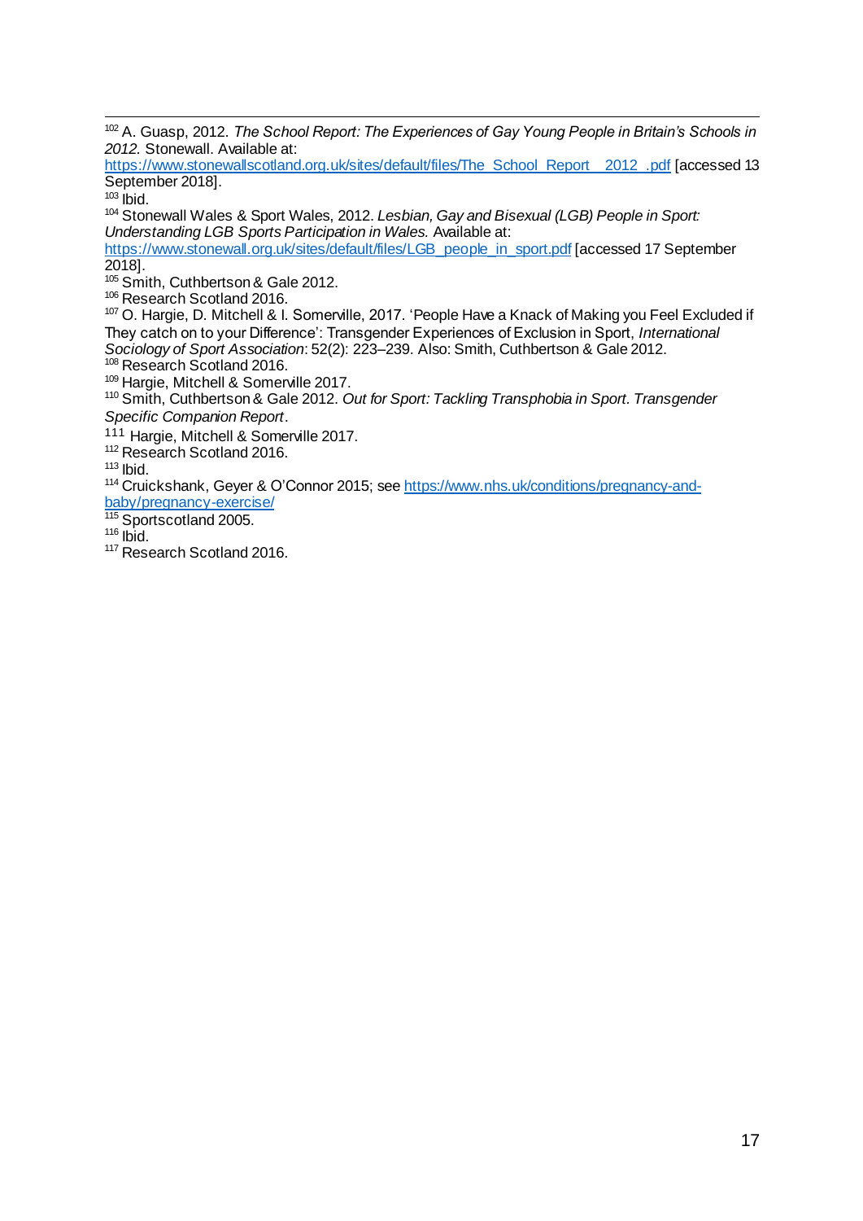[102] A. Guasp, 2012. *The School Report: The Experiences of Gay Young People in Britain's Schools in 2012.* Stonewall. Available at: https://www.stonewallscotland.org.uk/sites/default/files/The_School_Report__2012_.pdf [accessed 13 September 2018].

[103] Ibid.

[104] Stonewall Wales & Sport Wales, 2012. *Lesbian, Gay and Bisexual (LGB) People in Sport: Understanding LGB Sports Participation in Wales.* Available at: https://www.stonewall.org.uk/sites/default/files/LGB_people_in_sport.pdf [accessed 17 September 2018].

[105] Smith, Cuthbertson & Gale 2012.

[106] Research Scotland 2016.

[107] O. Hargie, D. Mitchell & I. Somerville, 2017. 'People Have a Knack of Making you Feel Excluded if They catch on to your Difference': Transgender Experiences of Exclusion in Sport, *International Sociology of Sport Association*: 52(2): 223–239. Also: Smith, Cuthbertson & Gale 2012.

[108] Research Scotland 2016.

[109] Hargie, Mitchell & Somerville 2017.

[110] Smith, Cuthbertson & Gale 2012. *Out for Sport: Tackling Transphobia in Sport. Transgender Specific Companion Report*.

[111] Hargie, Mitchell & Somerville 2017.

[112] Research Scotland 2016.

[113] Ibid.

[114] Cruickshank, Geyer & O'Connor 2015; see https://www.nhs.uk/conditions/pregnancy-and-baby/pregnancy-exercise/

[115] Sportscotland 2005.

[116] Ibid.

[117] Research Scotland 2016.